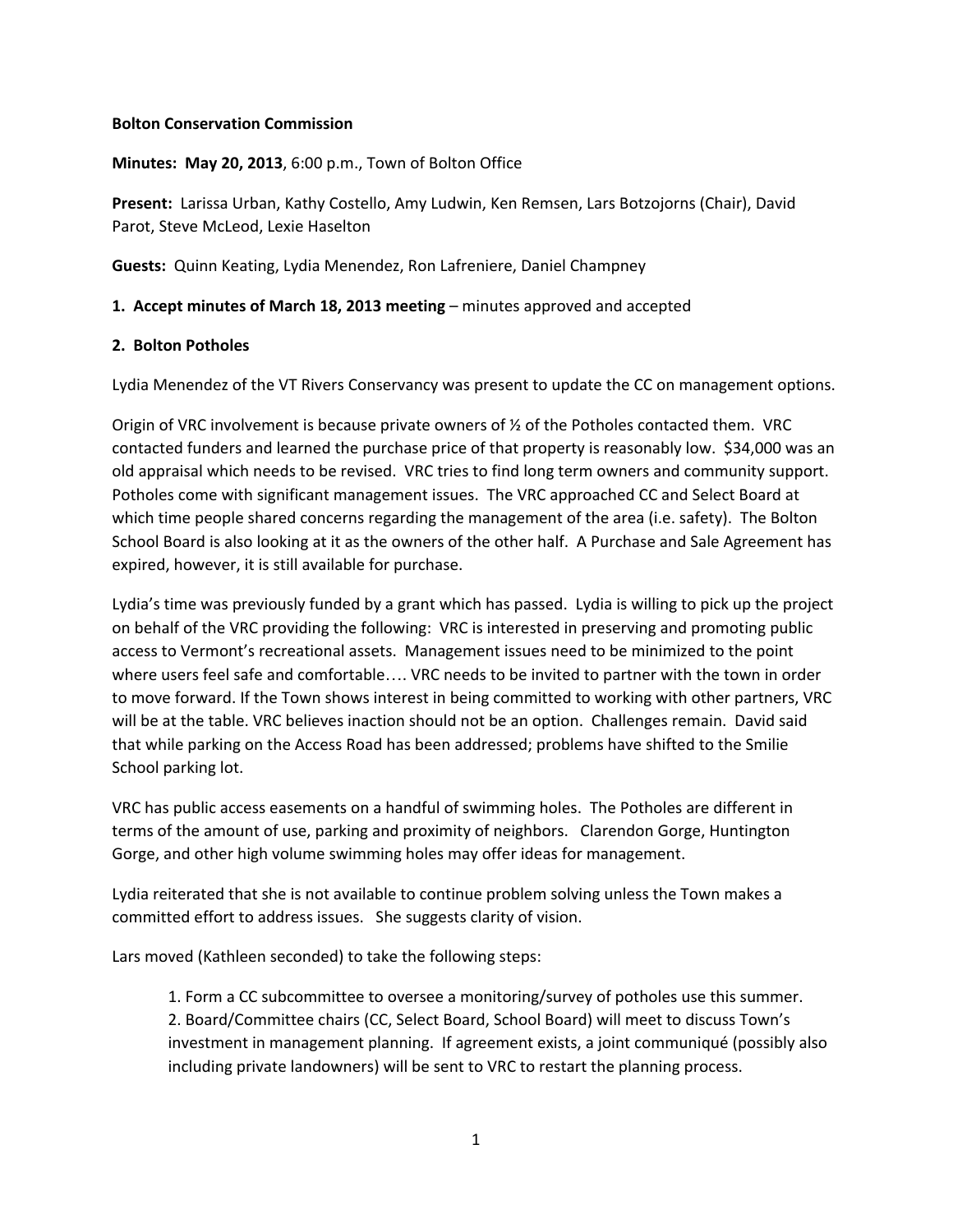**Bolton Conservation Commission**

**Minutes: May 20, 2013**, 6:00 p.m., Town of Bolton Office

**Present:** Larissa Urban, Kathy Costello, Amy Ludwin, Ken Remsen, Lars Botzojorns (Chair), David Parot, Steve McLeod, Lexie Haselton

**Guests:** Quinn Keating, Lydia Menendez, Ron Lafreniere, Daniel Champney

**1. Accept minutes of March 18, 2013 meeting** – minutes approved and accepted

**2. Bolton Potholes**

Lydia Menendez of the VT Rivers Conservancy was present to update the CC on management options.

Origin of VRC involvement is because private owners of ½ of the Potholes contacted them. VRC contacted funders and learned the purchase price of that property is reasonably low. $34,000 was an old appraisal which needs to be revised. VRC tries to find long term owners and community support. Potholes come with significant management issues. The VRC approached CC and Select Board at which time people shared concerns regarding the management of the area (i.e. safety). The Bolton School Board is also looking at it as the owners of the other half. A Purchase and Sale Agreement has expired, however, it is still available for purchase.

Lydia's time was previously funded by a grant which has passed. Lydia is willing to pick up the project on behalf of the VRC providing the following: VRC is interested in preserving and promoting public access to Vermont's recreational assets. Management issues need to be minimized to the point where users feel safe and comfortable…. VRC needs to be invited to partner with the town in order to move forward. If the Town shows interest in being committed to working with other partners, VRC will be at the table. VRC believes inaction should not be an option. Challenges remain. David said that while parking on the Access Road has been addressed; problems have shifted to the Smilie School parking lot.

VRC has public access easements on a handful of swimming holes. The Potholes are different in terms of the amount of use, parking and proximity of neighbors. Clarendon Gorge, Huntington Gorge, and other high volume swimming holes may offer ideas for management.

Lydia reiterated that she is not available to continue problem solving unless the Town makes a committed effort to address issues. She suggests clarity of vision.

Lars moved (Kathleen seconded) to take the following steps:

> 1. Form a CC subcommittee to oversee a monitoring/survey of potholes use this summer.
> 2. Board/Committee chairs (CC, Select Board, School Board) will meet to discuss Town's investment in management planning. If agreement exists, a joint communiqué (possibly also including private landowners) will be sent to VRC to restart the planning process.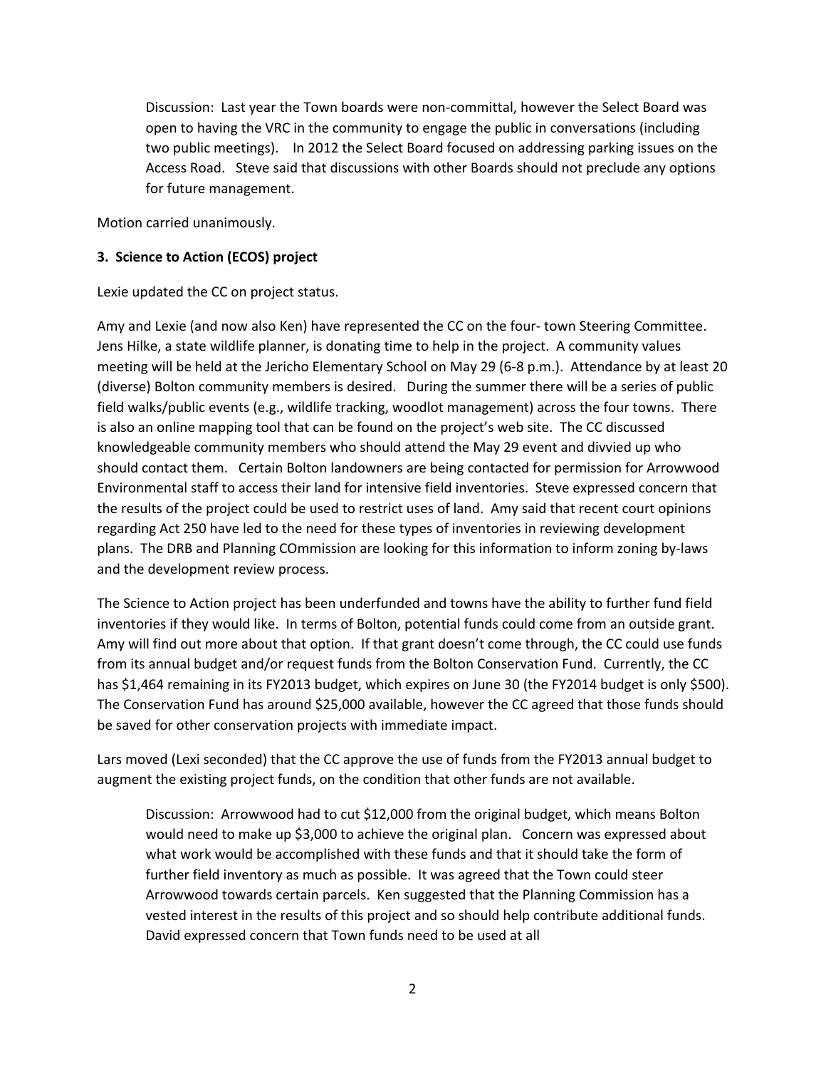Discussion: Last year the Town boards were non-committal, however the Select Board was open to having the VRC in the community to engage the public in conversations (including two public meetings). In 2012 the Select Board focused on addressing parking issues on the Access Road. Steve said that discussions with other Boards should not preclude any options for future management.

Motion carried unanimously.

**3. Science to Action (ECOS) project**

Lexie updated the CC on project status.

Amy and Lexie (and now also Ken) have represented the CC on the four- town Steering Committee. Jens Hilke, a state wildlife planner, is donating time to help in the project. A community values meeting will be held at the Jericho Elementary School on May 29 (6-8 p.m.). Attendance by at least 20 (diverse) Bolton community members is desired. During the summer there will be a series of public field walks/public events (e.g., wildlife tracking, woodlot management) across the four towns. There is also an online mapping tool that can be found on the project's web site. The CC discussed knowledgeable community members who should attend the May 29 event and divvied up who should contact them. Certain Bolton landowners are being contacted for permission for Arrowwood Environmental staff to access their land for intensive field inventories. Steve expressed concern that the results of the project could be used to restrict uses of land. Amy said that recent court opinions regarding Act 250 have led to the need for these types of inventories in reviewing development plans. The DRB and Planning COmmission are looking for this information to inform zoning by-laws and the development review process.

The Science to Action project has been underfunded and towns have the ability to further fund field inventories if they would like. In terms of Bolton, potential funds could come from an outside grant. Amy will find out more about that option. If that grant doesn't come through, the CC could use funds from its annual budget and/or request funds from the Bolton Conservation Fund. Currently, the CC has $1,464 remaining in its FY2013 budget, which expires on June 30 (the FY2014 budget is only $500). The Conservation Fund has around $25,000 available, however the CC agreed that those funds should be saved for other conservation projects with immediate impact.

Lars moved (Lexi seconded) that the CC approve the use of funds from the FY2013 annual budget to augment the existing project funds, on the condition that other funds are not available.

Discussion: Arrowwood had to cut $12,000 from the original budget, which means Bolton would need to make up $3,000 to achieve the original plan. Concern was expressed about what work would be accomplished with these funds and that it should take the form of further field inventory as much as possible. It was agreed that the Town could steer Arrowwood towards certain parcels. Ken suggested that the Planning Commission has a vested interest in the results of this project and so should help contribute additional funds. David expressed concern that Town funds need to be used at all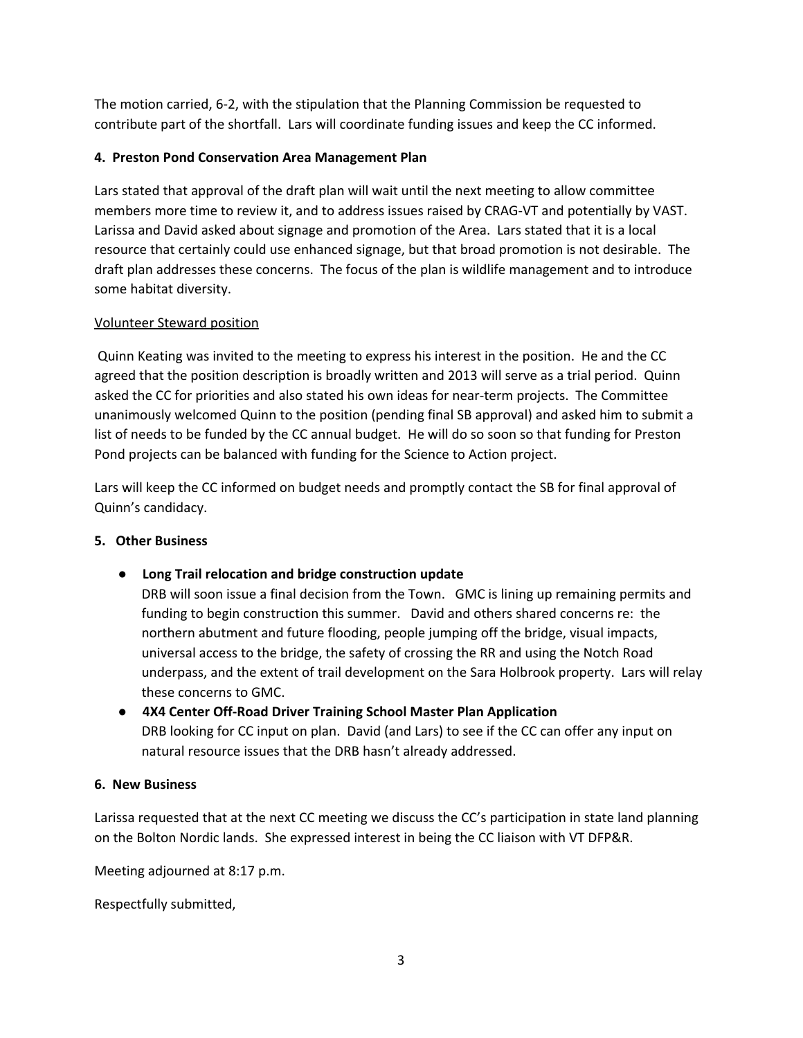The motion carried, 6-2, with the stipulation that the Planning Commission be requested to contribute part of the shortfall. Lars will coordinate funding issues and keep the CC informed.

**4. Preston Pond Conservation Area Management Plan**

Lars stated that approval of the draft plan will wait until the next meeting to allow committee members more time to review it, and to address issues raised by CRAG-VT and potentially by VAST. Larissa and David asked about signage and promotion of the Area. Lars stated that it is a local resource that certainly could use enhanced signage, but that broad promotion is not desirable. The draft plan addresses these concerns. The focus of the plan is wildlife management and to introduce some habitat diversity.

<u>Volunteer Steward position</u>

Quinn Keating was invited to the meeting to express his interest in the position. He and the CC agreed that the position description is broadly written and 2013 will serve as a trial period. Quinn asked the CC for priorities and also stated his own ideas for near-term projects. The Committee unanimously welcomed Quinn to the position (pending final SB approval) and asked him to submit a list of needs to be funded by the CC annual budget. He will do so soon so that funding for Preston Pond projects can be balanced with funding for the Science to Action project.

Lars will keep the CC informed on budget needs and promptly contact the SB for final approval of Quinn's candidacy.

**5. Other Business**

- **Long Trail relocation and bridge construction update**
  DRB will soon issue a final decision from the Town. GMC is lining up remaining permits and funding to begin construction this summer. David and others shared concerns re: the northern abutment and future flooding, people jumping off the bridge, visual impacts, universal access to the bridge, the safety of crossing the RR and using the Notch Road underpass, and the extent of trail development on the Sara Holbrook property. Lars will relay these concerns to GMC.
- **4X4 Center Off-Road Driver Training School Master Plan Application**
  DRB looking for CC input on plan. David (and Lars) to see if the CC can offer any input on natural resource issues that the DRB hasn't already addressed.

**6. New Business**

Larissa requested that at the next CC meeting we discuss the CC's participation in state land planning on the Bolton Nordic lands. She expressed interest in being the CC liaison with VT DFP&R.

Meeting adjourned at 8:17 p.m.

Respectfully submitted,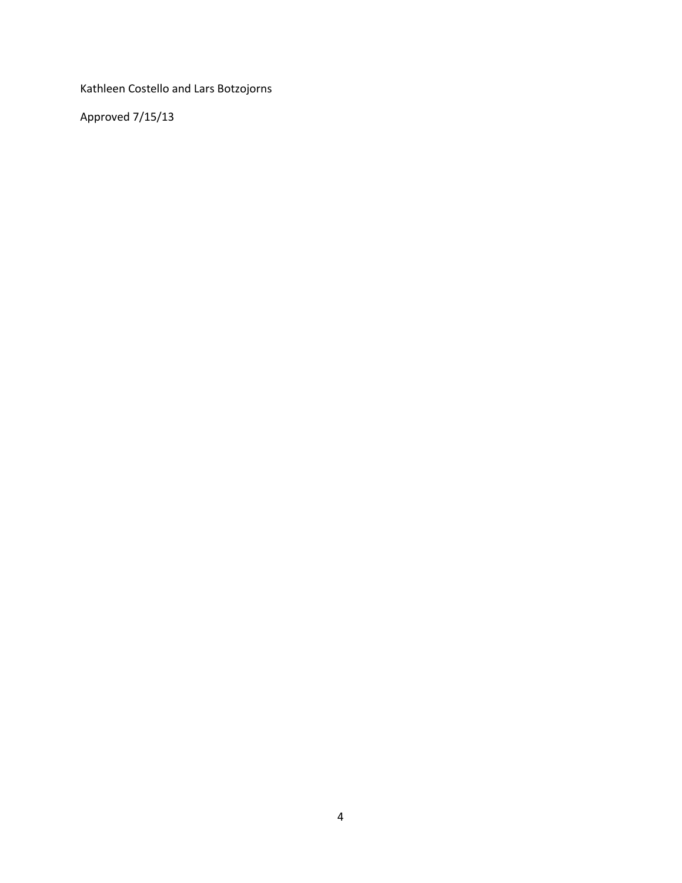Kathleen Costello and Lars Botzojorns

Approved 7/15/13